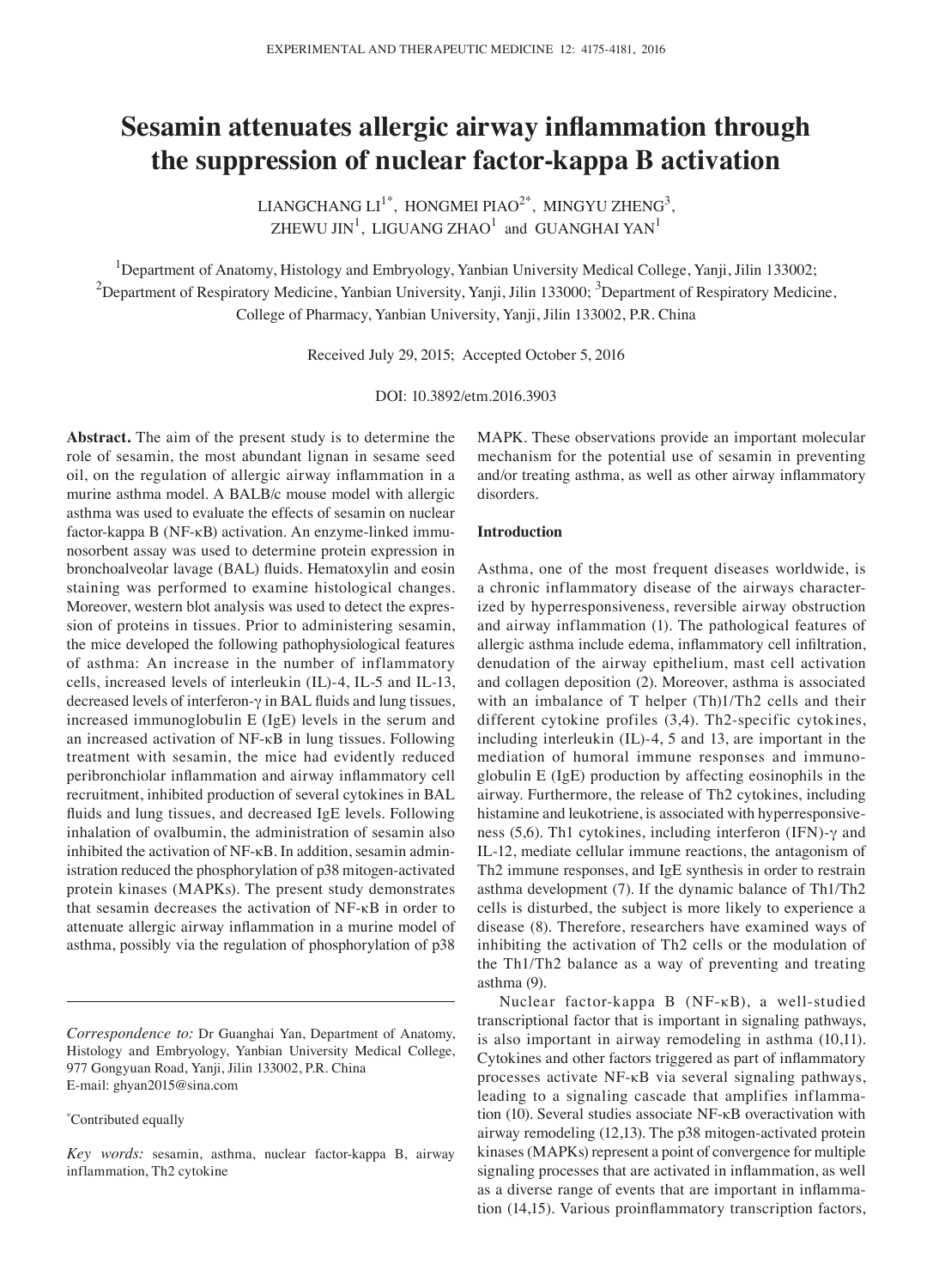# Sesamin attenuates allergic airway inflammation through the suppression of nuclear factor-kappa B activation

LIANGCHANG LI[1*], HONGMEI PIAO[2*], MINGYU ZHENG[3], ZHEWU JIN[1], LIGUANG ZHAO[1] and GUANGHAI YAN[1]

[1]Department of Anatomy, Histology and Embryology, Yanbian University Medical College, Yanji, Jilin 133002; [2]Department of Respiratory Medicine, Yanbian University, Yanji, Jilin 133000; [3]Department of Respiratory Medicine, College of Pharmacy, Yanbian University, Yanji, Jilin 133002, P.R. China

Received July 29, 2015; Accepted October 5, 2016

DOI: 10.3892/etm.2016.3903

**Abstract.** The aim of the present study is to determine the role of sesamin, the most abundant lignan in sesame seed oil, on the regulation of allergic airway inflammation in a murine asthma model. A BALB/c mouse model with allergic asthma was used to evaluate the effects of sesamin on nuclear factor-kappa B (NF-κB) activation. An enzyme-linked immunosorbent assay was used to determine protein expression in bronchoalveolar lavage (BAL) fluids. Hematoxylin and eosin staining was performed to examine histological changes. Moreover, western blot analysis was used to detect the expression of proteins in tissues. Prior to administering sesamin, the mice developed the following pathophysiological features of asthma: An increase in the number of inflammatory cells, increased levels of interleukin (IL)-4, IL-5 and IL-13, decreased levels of interferon-γ in BAL fluids and lung tissues, increased immunoglobulin E (IgE) levels in the serum and an increased activation of NF-κB in lung tissues. Following treatment with sesamin, the mice had evidently reduced peribronchiolar inflammation and airway inflammatory cell recruitment, inhibited production of several cytokines in BAL fluids and lung tissues, and decreased IgE levels. Following inhalation of ovalbumin, the administration of sesamin also inhibited the activation of NF-κB. In addition, sesamin administration reduced the phosphorylation of p38 mitogen-activated protein kinases (MAPKs). The present study demonstrates that sesamin decreases the activation of NF-κB in order to attenuate allergic airway inflammation in a murine model of asthma, possibly via the regulation of phosphorylation of p38 MAPK. These observations provide an important molecular mechanism for the potential use of sesamin in preventing and/or treating asthma, as well as other airway inflammatory disorders.

*Correspondence to:* Dr Guanghai Yan, Department of Anatomy, Histology and Embryology, Yanbian University Medical College, 977 Gongyuan Road, Yanji, Jilin 133002, P.R. China
E-mail: ghyan2015@sina.com

[*]Contributed equally

*Key words:* sesamin, asthma, nuclear factor-kappa B, airway inflammation, Th2 cytokine

## Introduction

Asthma, one of the most frequent diseases worldwide, is a chronic inflammatory disease of the airways characterized by hyperresponsiveness, reversible airway obstruction and airway inflammation (1). The pathological features of allergic asthma include edema, inflammatory cell infiltration, denudation of the airway epithelium, mast cell activation and collagen deposition (2). Moreover, asthma is associated with an imbalance of T helper (Th)1/Th2 cells and their different cytokine profiles (3,4). Th2-specific cytokines, including interleukin (IL)-4, 5 and 13, are important in the mediation of humoral immune responses and immunoglobulin E (IgE) production by affecting eosinophils in the airway. Furthermore, the release of Th2 cytokines, including histamine and leukotriene, is associated with hyperresponsiveness (5,6). Th1 cytokines, including interferon (IFN)-γ and IL-12, mediate cellular immune reactions, the antagonism of Th2 immune responses, and IgE synthesis in order to restrain asthma development (7). If the dynamic balance of Th1/Th2 cells is disturbed, the subject is more likely to experience a disease (8). Therefore, researchers have examined ways of inhibiting the activation of Th2 cells or the modulation of the Th1/Th2 balance as a way of preventing and treating asthma (9).

Nuclear factor-kappa B (NF-κB), a well-studied transcriptional factor that is important in signaling pathways, is also important in airway remodeling in asthma (10,11). Cytokines and other factors triggered as part of inflammatory processes activate NF-κB via several signaling pathways, leading to a signaling cascade that amplifies inflammation (10). Several studies associate NF-κB overactivation with airway remodeling (12,13). The p38 mitogen-activated protein kinases (MAPKs) represent a point of convergence for multiple signaling processes that are activated in inflammation, as well as a diverse range of events that are important in inflammation (14,15). Various proinflammatory transcription factors,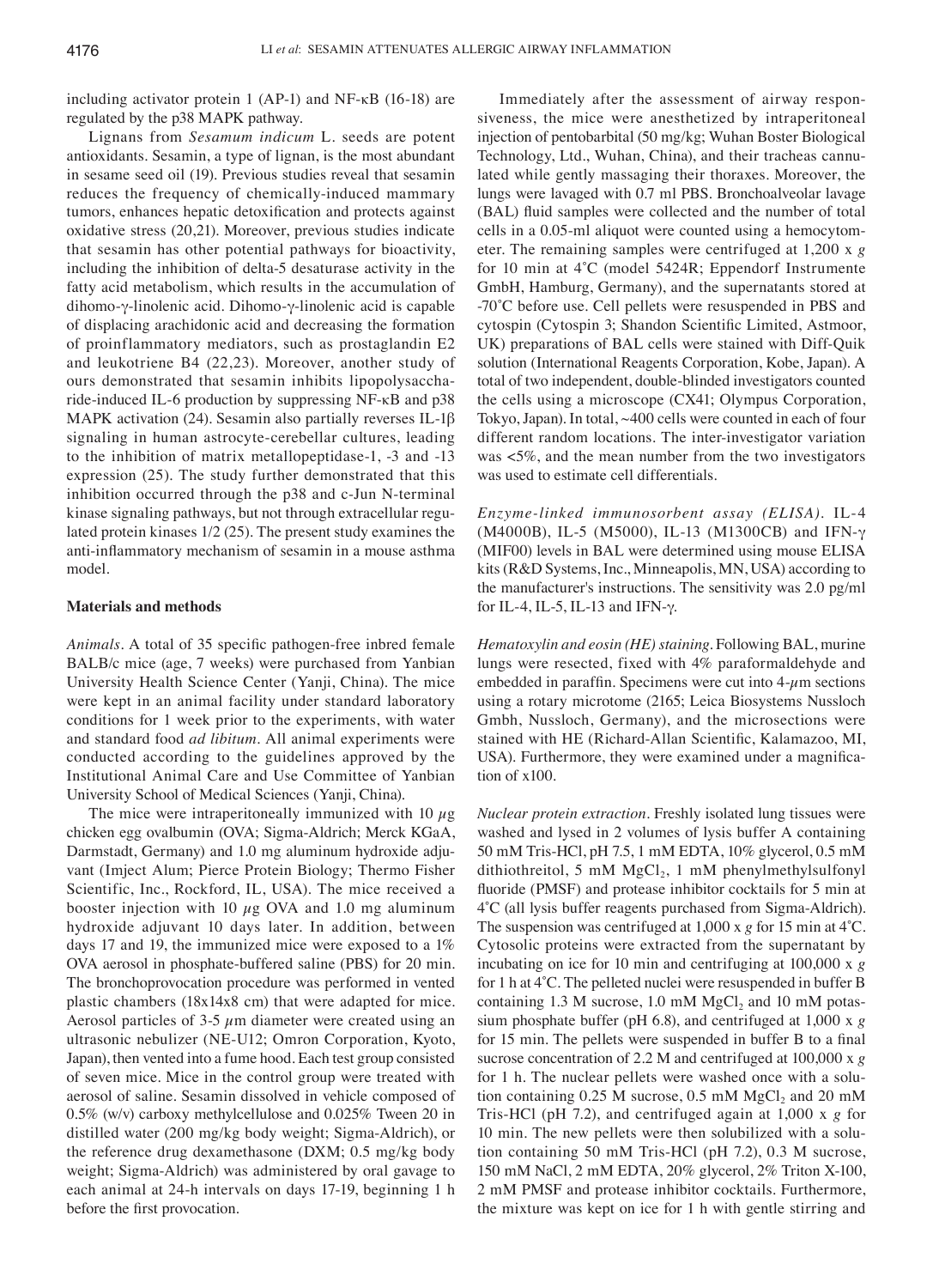including activator protein 1 (AP-1) and NF-κB (16-18) are regulated by the p38 MAPK pathway.

Lignans from *Sesamum indicum* L. seeds are potent antioxidants. Sesamin, a type of lignan, is the most abundant in sesame seed oil (19). Previous studies reveal that sesamin reduces the frequency of chemically-induced mammary tumors, enhances hepatic detoxification and protects against oxidative stress (20,21). Moreover, previous studies indicate that sesamin has other potential pathways for bioactivity, including the inhibition of delta-5 desaturase activity in the fatty acid metabolism, which results in the accumulation of dihomo-γ-linolenic acid. Dihomo-γ-linolenic acid is capable of displacing arachidonic acid and decreasing the formation of proinflammatory mediators, such as prostaglandin E2 and leukotriene B4 (22,23). Moreover, another study of ours demonstrated that sesamin inhibits lipopolysaccharide-induced IL-6 production by suppressing NF-κB and p38 MAPK activation (24). Sesamin also partially reverses IL-1β signaling in human astrocyte-cerebellar cultures, leading to the inhibition of matrix metallopeptidase-1, -3 and -13 expression (25). The study further demonstrated that this inhibition occurred through the p38 and c-Jun N-terminal kinase signaling pathways, but not through extracellular regulated protein kinases 1/2 (25). The present study examines the anti-inflammatory mechanism of sesamin in a mouse asthma model.

## Materials and methods

*Animals.* A total of 35 specific pathogen-free inbred female BALB/c mice (age, 7 weeks) were purchased from Yanbian University Health Science Center (Yanji, China). The mice were kept in an animal facility under standard laboratory conditions for 1 week prior to the experiments, with water and standard food *ad libitum*. All animal experiments were conducted according to the guidelines approved by the Institutional Animal Care and Use Committee of Yanbian University School of Medical Sciences (Yanji, China).

The mice were intraperitoneally immunized with 10 µg chicken egg ovalbumin (OVA; Sigma-Aldrich; Merck KGaA, Darmstadt, Germany) and 1.0 mg aluminum hydroxide adjuvant (Imject Alum; Pierce Protein Biology; Thermo Fisher Scientific, Inc., Rockford, IL, USA). The mice received a booster injection with 10 µg OVA and 1.0 mg aluminum hydroxide adjuvant 10 days later. In addition, between days 17 and 19, the immunized mice were exposed to a 1% OVA aerosol in phosphate-buffered saline (PBS) for 20 min. The bronchoprovocation procedure was performed in vented plastic chambers (18x14x8 cm) that were adapted for mice. Aerosol particles of 3-5 µm diameter were created using an ultrasonic nebulizer (NE-U12; Omron Corporation, Kyoto, Japan), then vented into a fume hood. Each test group consisted of seven mice. Mice in the control group were treated with aerosol of saline. Sesamin dissolved in vehicle composed of 0.5% (w/v) carboxy methylcellulose and 0.025% Tween 20 in distilled water (200 mg/kg body weight; Sigma-Aldrich), or the reference drug dexamethasone (DXM; 0.5 mg/kg body weight; Sigma-Aldrich) was administered by oral gavage to each animal at 24-h intervals on days 17-19, beginning 1 h before the first provocation.

Immediately after the assessment of airway responsiveness, the mice were anesthetized by intraperitoneal injection of pentobarbital (50 mg/kg; Wuhan Boster Biological Technology, Ltd., Wuhan, China), and their tracheas cannulated while gently massaging their thoraxes. Moreover, the lungs were lavaged with 0.7 ml PBS. Bronchoalveolar lavage (BAL) fluid samples were collected and the number of total cells in a 0.05-ml aliquot were counted using a hemocytometer. The remaining samples were centrifuged at 1,200 x *g* for 10 min at 4˚C (model 5424R; Eppendorf Instrumente GmbH, Hamburg, Germany), and the supernatants stored at -70˚C before use. Cell pellets were resuspended in PBS and cytospin (Cytospin 3; Shandon Scientific Limited, Astmoor, UK) preparations of BAL cells were stained with Diff-Quik solution (International Reagents Corporation, Kobe, Japan). A total of two independent, double-blinded investigators counted the cells using a microscope (CX41; Olympus Corporation, Tokyo, Japan). In total, ~400 cells were counted in each of four different random locations. The inter-investigator variation was <5%, and the mean number from the two investigators was used to estimate cell differentials.

*Enzyme-linked immunosorbent assay (ELISA).* IL-4 (M4000B), IL-5 (M5000), IL-13 (M1300CB) and IFN-γ (MIF00) levels in BAL were determined using mouse ELISA kits (R&D Systems, Inc., Minneapolis, MN, USA) according to the manufacturer's instructions. The sensitivity was 2.0 pg/ml for IL-4, IL-5, IL-13 and IFN-γ.

*Hematoxylin and eosin (HE) staining.* Following BAL, murine lungs were resected, fixed with 4% paraformaldehyde and embedded in paraffin. Specimens were cut into 4-µm sections using a rotary microtome (2165; Leica Biosystems Nussloch Gmbh, Nussloch, Germany), and the microsections were stained with HE (Richard-Allan Scientific, Kalamazoo, MI, USA). Furthermore, they were examined under a magnification of x100.

*Nuclear protein extraction.* Freshly isolated lung tissues were washed and lysed in 2 volumes of lysis buffer A containing 50 mM Tris-HCl, pH 7.5, 1 mM EDTA, 10% glycerol, 0.5 mM dithiothreitol, 5 mM $MgCl_2$, 1 mM phenylmethylsulfonyl fluoride (PMSF) and protease inhibitor cocktails for 5 min at 4˚C (all lysis buffer reagents purchased from Sigma-Aldrich). The suspension was centrifuged at 1,000 x *g* for 15 min at 4˚C. Cytosolic proteins were extracted from the supernatant by incubating on ice for 10 min and centrifuging at 100,000 x *g* for 1 h at 4˚C. The pelleted nuclei were resuspended in buffer B containing 1.3 M sucrose, 1.0 mM $MgCl_2$ and 10 mM potassium phosphate buffer (pH 6.8), and centrifuged at 1,000 x *g* for 15 min. The pellets were suspended in buffer B to a final sucrose concentration of 2.2 M and centrifuged at 100,000 x *g* for 1 h. The nuclear pellets were washed once with a solution containing 0.25 M sucrose, 0.5 mM $MgCl_2$ and 20 mM Tris-HCl (pH 7.2), and centrifuged again at 1,000 x *g* for 10 min. The new pellets were then solubilized with a solution containing 50 mM Tris-HCl (pH 7.2), 0.3 M sucrose, 150 mM NaCl, 2 mM EDTA, 20% glycerol, 2% Triton X-100, 2 mM PMSF and protease inhibitor cocktails. Furthermore, the mixture was kept on ice for 1 h with gentle stirring and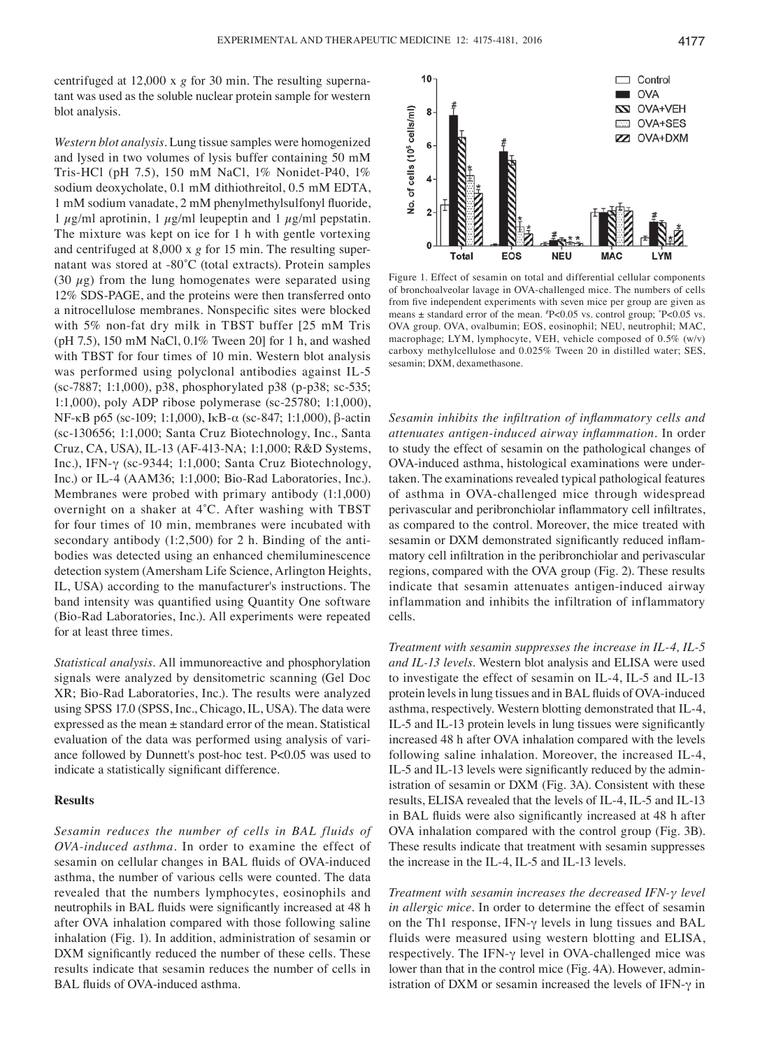centrifuged at 12,000 x *g* for 30 min. The resulting supernatant was used as the soluble nuclear protein sample for western blot analysis.

*Western blot analysis.* Lung tissue samples were homogenized and lysed in two volumes of lysis buffer containing 50 mM Tris-HCl (pH 7.5), 150 mM NaCl, 1% Nonidet-P40, 1% sodium deoxycholate, 0.1 mM dithiothreitol, 0.5 mM EDTA, 1 mM sodium vanadate, 2 mM phenylmethylsulfonyl fluoride, 1 $\mu$g/ml aprotinin, 1 $\mu$g/ml leupeptin and 1 $\mu$g/ml pepstatin. The mixture was kept on ice for 1 h with gentle vortexing and centrifuged at 8,000 x *g* for 15 min. The resulting supernatant was stored at -80˚C (total extracts). Protein samples (30 $\mu$g) from the lung homogenates were separated using 12% SDS-PAGE, and the proteins were then transferred onto a nitrocellulose membranes. Nonspecific sites were blocked with 5% non-fat dry milk in TBST buffer [25 mM Tris (pH 7.5), 150 mM NaCl, 0.1% Tween 20] for 1 h, and washed with TBST for four times of 10 min. Western blot analysis was performed using polyclonal antibodies against IL-5 (sc-7887; 1:1,000), p38, phosphorylated p38 (p-p38; sc-535; 1:1,000), poly ADP ribose polymerase (sc-25780; 1:1,000), NF-κB p65 (sc-109; 1:1,000), IκB-α (sc-847; 1:1,000), β-actin (sc-130656; 1:1,000; Santa Cruz Biotechnology, Inc., Santa Cruz, CA, USA), IL-13 (AF-413-NA; 1:1,000; R&D Systems, Inc.), IFN-γ (sc-9344; 1:1,000; Santa Cruz Biotechnology, Inc.) or IL-4 (AAM36; 1:1,000; Bio-Rad Laboratories, Inc.). Membranes were probed with primary antibody (1:1,000) overnight on a shaker at 4˚C. After washing with TBST for four times of 10 min, membranes were incubated with secondary antibody (1:2,500) for 2 h. Binding of the antibodies was detected using an enhanced chemiluminescence detection system (Amersham Life Science, Arlington Heights, IL, USA) according to the manufacturer's instructions. The band intensity was quantified using Quantity One software (Bio-Rad Laboratories, Inc.). All experiments were repeated for at least three times.

*Statistical analysis.* All immunoreactive and phosphorylation signals were analyzed by densitometric scanning (Gel Doc XR; Bio-Rad Laboratories, Inc.). The results were analyzed using SPSS 17.0 (SPSS, Inc., Chicago, IL, USA). The data were expressed as the mean ± standard error of the mean. Statistical evaluation of the data was performed using analysis of variance followed by Dunnett's post-hoc test. $P<0.05$ was used to indicate a statistically significant difference.

## Results

*Sesamin reduces the number of cells in BAL fluids of OVA-induced asthma.* In order to examine the effect of sesamin on cellular changes in BAL fluids of OVA-induced asthma, the number of various cells were counted. The data revealed that the numbers lymphocytes, eosinophils and neutrophils in BAL fluids were significantly increased at 48 h after OVA inhalation compared with those following saline inhalation (Fig. 1). In addition, administration of sesamin or DXM significantly reduced the number of these cells. These results indicate that sesamin reduces the number of cells in BAL fluids of OVA-induced asthma.

Figure 1. Effect of sesamin on total and differential cellular components of bronchoalveolar lavage in OVA-challenged mice. The numbers of cells from five independent experiments with seven mice per group are given as means ± standard error of the mean. #$P<0.05$ vs. control group; *$P<0.05$ vs. OVA group. OVA, ovalbumin; EOS, eosinophil; NEU, neutrophil; MAC, macrophage; LYM, lymphocyte, VEH, vehicle composed of 0.5% (w/v) carboxy methylcellulose and 0.025% Tween 20 in distilled water; SES, sesamin; DXM, dexamethasone.

*Sesamin inhibits the infiltration of inflammatory cells and attenuates antigen-induced airway inflammation.* In order to study the effect of sesamin on the pathological changes of OVA-induced asthma, histological examinations were undertaken. The examinations revealed typical pathological features of asthma in OVA-challenged mice through widespread perivascular and peribronchiolar inflammatory cell infiltrates, as compared to the control. Moreover, the mice treated with sesamin or DXM demonstrated significantly reduced inflammatory cell infiltration in the peribronchiolar and perivascular regions, compared with the OVA group (Fig. 2). These results indicate that sesamin attenuates antigen-induced airway inflammation and inhibits the infiltration of inflammatory cells.

*Treatment with sesamin suppresses the increase in IL-4, IL-5 and IL-13 levels.* Western blot analysis and ELISA were used to investigate the effect of sesamin on IL-4, IL-5 and IL-13 protein levels in lung tissues and in BAL fluids of OVA-induced asthma, respectively. Western blotting demonstrated that IL-4, IL-5 and IL-13 protein levels in lung tissues were significantly increased 48 h after OVA inhalation compared with the levels following saline inhalation. Moreover, the increased IL-4, IL-5 and IL-13 levels were significantly reduced by the administration of sesamin or DXM (Fig. 3A). Consistent with these results, ELISA revealed that the levels of IL-4, IL-5 and IL-13 in BAL fluids were also significantly increased at 48 h after OVA inhalation compared with the control group (Fig. 3B). These results indicate that treatment with sesamin suppresses the increase in the IL-4, IL-5 and IL-13 levels.

*Treatment with sesamin increases the decreased IFN-γ level in allergic mice.* In order to determine the effect of sesamin on the Th1 response, IFN-γ levels in lung tissues and BAL fluids were measured using western blotting and ELISA, respectively. The IFN-γ level in OVA-challenged mice was lower than that in the control mice (Fig. 4A). However, administration of DXM or sesamin increased the levels of IFN-γ in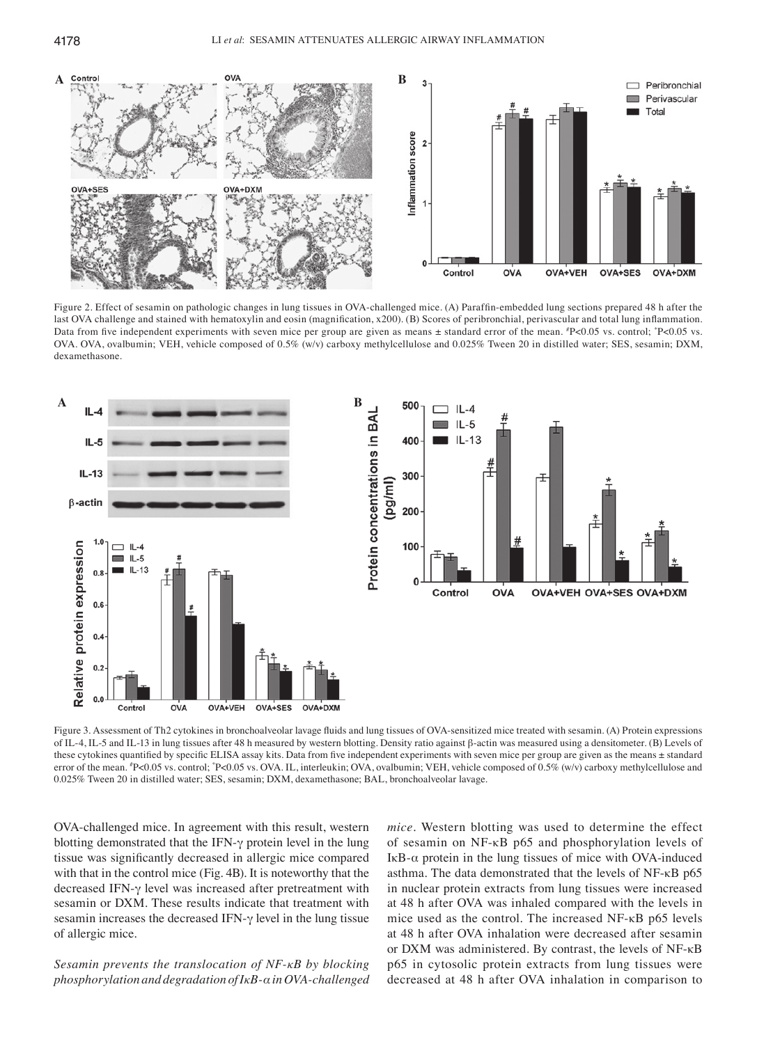Figure 2. Effect of sesamin on pathologic changes in lung tissues in OVA-challenged mice. (A) Paraffin-embedded lung sections prepared 48 h after the last OVA challenge and stained with hematoxylin and eosin (magnification, x200). (B) Scores of peribronchial, perivascular and total lung inflammation. Data from five independent experiments with seven mice per group are given as means ± standard error of the mean. #P<0.05 vs. control; *P<0.05 vs. OVA. OVA, ovalbumin; VEH, vehicle composed of 0.5% (w/v) carboxy methylcellulose and 0.025% Tween 20 in distilled water; SES, sesamin; DXM, dexamethasone.

Figure 3. Assessment of Th2 cytokines in bronchoalveolar lavage fluids and lung tissues of OVA-sensitized mice treated with sesamin. (A) Protein expressions of IL-4, IL-5 and IL-13 in lung tissues after 48 h measured by western blotting. Density ratio against β-actin was measured using a densitometer. (B) Levels of these cytokines quantified by specific ELISA assay kits. Data from five independent experiments with seven mice per group are given as the means ± standard error of the mean. #P<0.05 vs. control; *P<0.05 vs. OVA. IL, interleukin; OVA, ovalbumin; VEH, vehicle composed of 0.5% (w/v) carboxy methylcellulose and 0.025% Tween 20 in distilled water; SES, sesamin; DXM, dexamethasone; BAL, bronchoalveolar lavage.

OVA-challenged mice. In agreement with this result, western blotting demonstrated that the IFN-γ protein level in the lung tissue was significantly decreased in allergic mice compared with that in the control mice (Fig. 4B). It is noteworthy that the decreased IFN-γ level was increased after pretreatment with sesamin or DXM. These results indicate that treatment with sesamin increases the decreased IFN-γ level in the lung tissue of allergic mice.

*Sesamin prevents the translocation of NF-κB by blocking phosphorylation and degradation of IκB-α in OVA-challenged mice*. Western blotting was used to determine the effect of sesamin on NF-κB p65 and phosphorylation levels of IκB-α protein in the lung tissues of mice with OVA-induced asthma. The data demonstrated that the levels of NF-κB p65 in nuclear protein extracts from lung tissues were increased at 48 h after OVA was inhaled compared with the levels in mice used as the control. The increased NF-κB p65 levels at 48 h after OVA inhalation were decreased after sesamin or DXM was administered. By contrast, the levels of NF-κB p65 in cytosolic protein extracts from lung tissues were decreased at 48 h after OVA inhalation in comparison to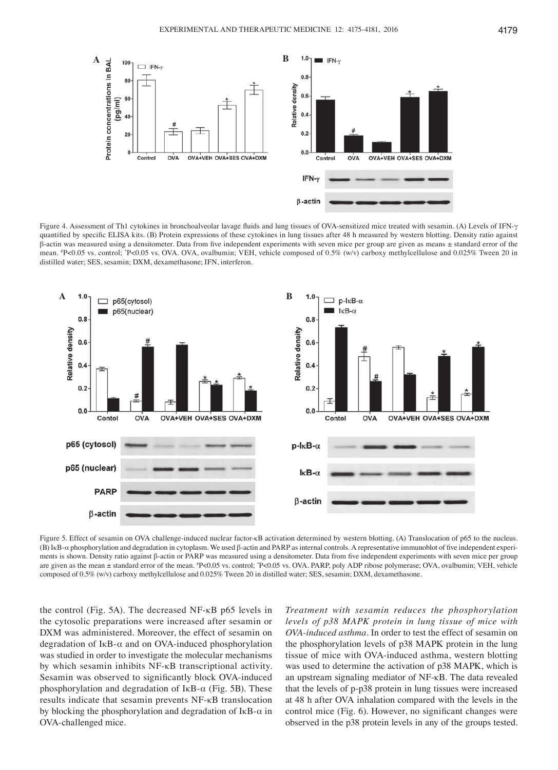Figure 4. Assessment of Th1 cytokines in bronchoalveolar lavage fluids and lung tissues of OVA-sensitized mice treated with sesamin. (A) Levels of IFN-γ quantified by specific ELISA kits. (B) Protein expressions of these cytokines in lung tissues after 48 h measured by western blotting. Density ratio against β-actin was measured using a densitometer. Data from five independent experiments with seven mice per group are given as means ± standard error of the mean. [#]P<0.05 vs. control; [*]P<0.05 vs. OVA. OVA, ovalbumin; VEH, vehicle composed of 0.5% (w/v) carboxy methylcellulose and 0.025% Tween 20 in distilled water; SES, sesamin; DXM, dexamethasone; IFN, interferon.

Figure 5. Effect of sesamin on OVA challenge-induced nuclear factor-κB activation determined by western blotting. (A) Translocation of p65 to the nucleus. (B) IκB-α phosphorylation and degradation in cytoplasm. We used β-actin and PARP as internal controls. A representative immunoblot of five independent experiments is shown. Density ratio against β-actin or PARP was measured using a densitometer. Data from five independent experiments with seven mice per group are given as the mean ± standard error of the mean. [#]P<0.05 vs. control; [*]P<0.05 vs. OVA. PARP, poly ADP ribose polymerase; OVA, ovalbumin; VEH, vehicle composed of 0.5% (w/v) carboxy methylcellulose and 0.025% Tween 20 in distilled water; SES, sesamin; DXM, dexamethasone.

the control (Fig. 5A). The decreased NF-κB p65 levels in the cytosolic preparations were increased after sesamin or DXM was administered. Moreover, the effect of sesamin on degradation of IκB-α and on OVA-induced phosphorylation was studied in order to investigate the molecular mechanisms by which sesamin inhibits NF-κB transcriptional activity. Sesamin was observed to significantly block OVA-induced phosphorylation and degradation of IκB-α (Fig. 5B). These results indicate that sesamin prevents NF-κB translocation by blocking the phosphorylation and degradation of IκB-α in OVA-challenged mice.

*Treatment with sesamin reduces the phosphorylation levels of p38 MAPK protein in lung tissue of mice with OVA-induced asthma.* In order to test the effect of sesamin on the phosphorylation levels of p38 MAPK protein in the lung tissue of mice with OVA-induced asthma, western blotting was used to determine the activation of p38 MAPK, which is an upstream signaling mediator of NF-κB. The data revealed that the levels of p-p38 protein in lung tissues were increased at 48 h after OVA inhalation compared with the levels in the control mice (Fig. 6). However, no significant changes were observed in the p38 protein levels in any of the groups tested.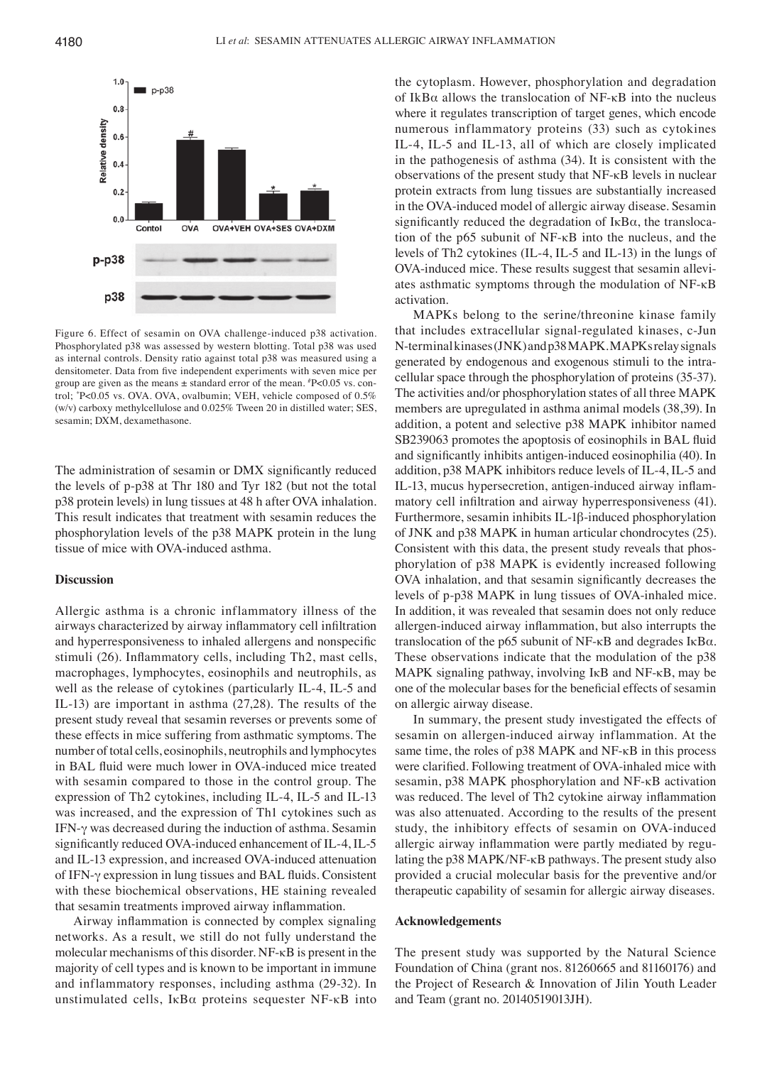Figure 6. Effect of sesamin on OVA challenge-induced p38 activation. Phosphorylated p38 was assessed by western blotting. Total p38 was used as internal controls. Density ratio against total p38 was measured using a densitometer. Data from five independent experiments with seven mice per group are given as the means ± standard error of the mean. [#]P<0.05 vs. control; [*]P<0.05 vs. OVA. OVA, ovalbumin; VEH, vehicle composed of 0.5% (w/v) carboxy methylcellulose and 0.025% Tween 20 in distilled water; SES, sesamin; DXM, dexamethasone.

The administration of sesamin or DMX significantly reduced the levels of p-p38 at Thr 180 and Tyr 182 (but not the total p38 protein levels) in lung tissues at 48 h after OVA inhalation. This result indicates that treatment with sesamin reduces the phosphorylation levels of the p38 MAPK protein in the lung tissue of mice with OVA-induced asthma.

## Discussion

Allergic asthma is a chronic inflammatory illness of the airways characterized by airway inflammatory cell infiltration and hyperresponsiveness to inhaled allergens and nonspecific stimuli (26). Inflammatory cells, including Th2, mast cells, macrophages, lymphocytes, eosinophils and neutrophils, as well as the release of cytokines (particularly IL-4, IL-5 and IL-13) are important in asthma (27,28). The results of the present study reveal that sesamin reverses or prevents some of these effects in mice suffering from asthmatic symptoms. The number of total cells, eosinophils, neutrophils and lymphocytes in BAL fluid were much lower in OVA-induced mice treated with sesamin compared to those in the control group. The expression of Th2 cytokines, including IL-4, IL-5 and IL-13 was increased, and the expression of Th1 cytokines such as IFN-γ was decreased during the induction of asthma. Sesamin significantly reduced OVA-induced enhancement of IL-4, IL-5 and IL-13 expression, and increased OVA-induced attenuation of IFN-γ expression in lung tissues and BAL fluids. Consistent with these biochemical observations, HE staining revealed that sesamin treatments improved airway inflammation.

Airway inflammation is connected by complex signaling networks. As a result, we still do not fully understand the molecular mechanisms of this disorder. NF-κB is present in the majority of cell types and is known to be important in immune and inflammatory responses, including asthma (29-32). In unstimulated cells, IκBα proteins sequester NF-κB into the cytoplasm. However, phosphorylation and degradation of IκBα allows the translocation of NF-κB into the nucleus where it regulates transcription of target genes, which encode numerous inflammatory proteins (33) such as cytokines IL-4, IL-5 and IL-13, all of which are closely implicated in the pathogenesis of asthma (34). It is consistent with the observations of the present study that NF-κB levels in nuclear protein extracts from lung tissues are substantially increased in the OVA-induced model of allergic airway disease. Sesamin significantly reduced the degradation of IκBα, the translocation of the p65 subunit of NF-κB into the nucleus, and the levels of Th2 cytokines (IL-4, IL-5 and IL-13) in the lungs of OVA-induced mice. These results suggest that sesamin alleviates asthmatic symptoms through the modulation of NF-κB activation.

MAPKs belong to the serine/threonine kinase family that includes extracellular signal-regulated kinases, c-Jun N-terminal kinases (JNK) and p38 MAPK. MAPKs relay signals generated by endogenous and exogenous stimuli to the intracellular space through the phosphorylation of proteins (35-37). The activities and/or phosphorylation states of all three MAPK members are upregulated in asthma animal models (38,39). In addition, a potent and selective p38 MAPK inhibitor named SB239063 promotes the apoptosis of eosinophils in BAL fluid and significantly inhibits antigen-induced eosinophilia (40). In addition, p38 MAPK inhibitors reduce levels of IL-4, IL-5 and IL-13, mucus hypersecretion, antigen-induced airway inflammatory cell infiltration and airway hyperresponsiveness (41). Furthermore, sesamin inhibits IL-1β-induced phosphorylation of JNK and p38 MAPK in human articular chondrocytes (25). Consistent with this data, the present study reveals that phosphorylation of p38 MAPK is evidently increased following OVA inhalation, and that sesamin significantly decreases the levels of p-p38 MAPK in lung tissues of OVA-inhaled mice. In addition, it was revealed that sesamin does not only reduce allergen-induced airway inflammation, but also interrupts the translocation of the p65 subunit of NF-κB and degrades IκBα. These observations indicate that the modulation of the p38 MAPK signaling pathway, involving IκB and NF-κB, may be one of the molecular bases for the beneficial effects of sesamin on allergic airway disease.

In summary, the present study investigated the effects of sesamin on allergen-induced airway inflammation. At the same time, the roles of p38 MAPK and NF-κB in this process were clarified. Following treatment of OVA-inhaled mice with sesamin, p38 MAPK phosphorylation and NF-κB activation was reduced. The level of Th2 cytokine airway inflammation was also attenuated. According to the results of the present study, the inhibitory effects of sesamin on OVA-induced allergic airway inflammation were partly mediated by regulating the p38 MAPK/NF-κB pathways. The present study also provided a crucial molecular basis for the preventive and/or therapeutic capability of sesamin for allergic airway diseases.

## Acknowledgements

The present study was supported by the Natural Science Foundation of China (grant nos. 81260665 and 81160176) and the Project of Research & Innovation of Jilin Youth Leader and Team (grant no. 20140519013JH).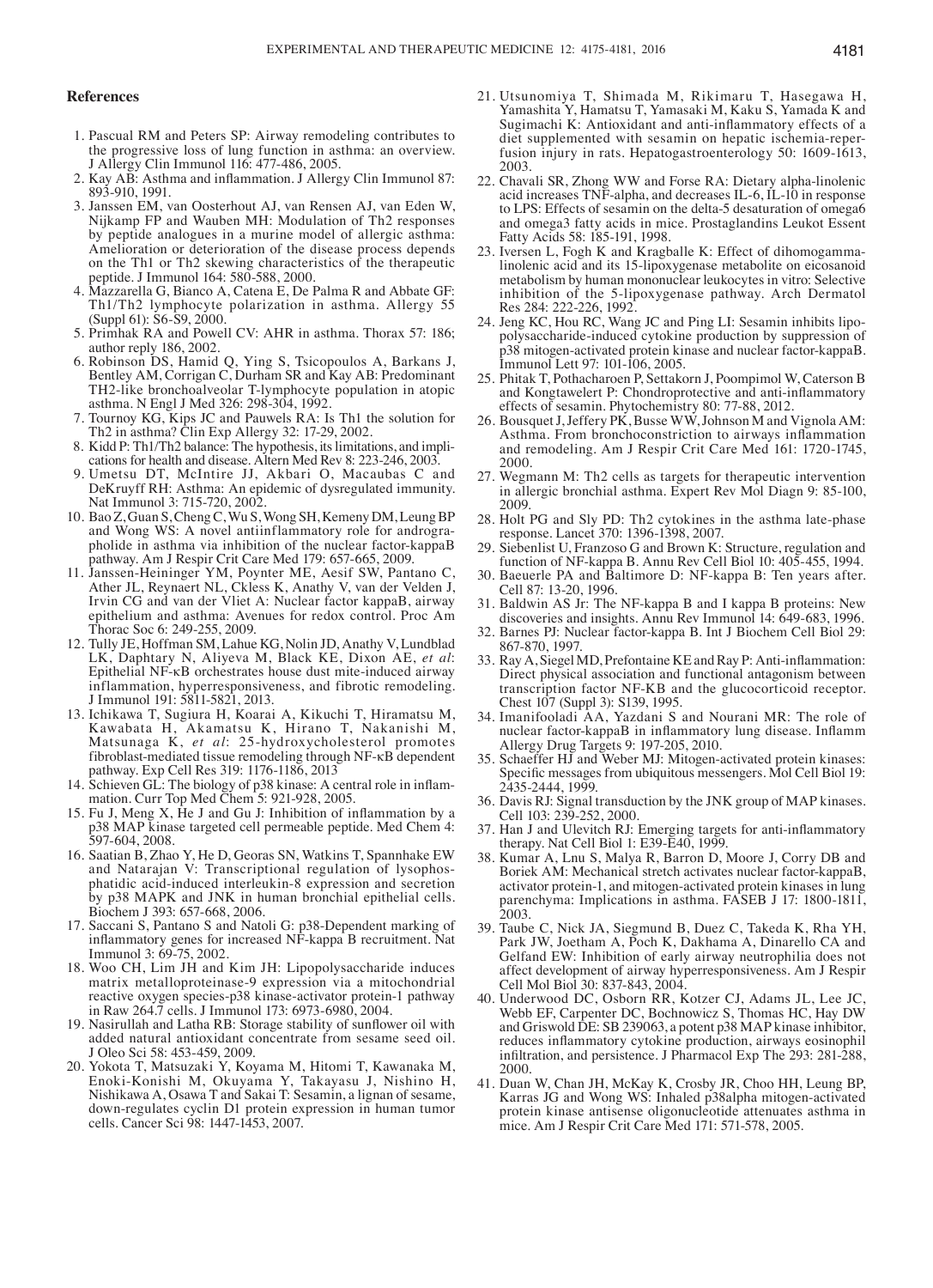## References

1. Pascual RM and Peters SP: Airway remodeling contributes to the progressive loss of lung function in asthma: an overview. J Allergy Clin Immunol 116: 477-486, 2005.
2. Kay AB: Asthma and inflammation. J Allergy Clin Immunol 87: 893-910, 1991.
3. Janssen EM, van Oosterhout AJ, van Rensen AJ, van Eden W, Nijkamp FP and Wauben MH: Modulation of Th2 responses by peptide analogues in a murine model of allergic asthma: Amelioration or deterioration of the disease process depends on the Th1 or Th2 skewing characteristics of the therapeutic peptide. J Immunol 164: 580-588, 2000.
4. Mazzarella G, Bianco A, Catena E, De Palma R and Abbate GF: Th1/Th2 lymphocyte polarization in asthma. Allergy 55 (Suppl 61): S6-S9, 2000.
5. Primhak RA and Powell CV: AHR in asthma. Thorax 57: 186; author reply 186, 2002.
6. Robinson DS, Hamid Q, Ying S, Tsicopoulos A, Barkans J, Bentley AM, Corrigan C, Durham SR and Kay AB: Predominant TH2-like bronchoalveolar T-lymphocyte population in atopic asthma. N Engl J Med 326: 298-304, 1992.
7. Tournoy KG, Kips JC and Pauwels RA: Is Th1 the solution for Th2 in asthma? Clin Exp Allergy 32: 17-29, 2002.
8. Kidd P: Th1/Th2 balance: The hypothesis, its limitations, and implications for health and disease. Altern Med Rev 8: 223-246, 2003.
9. Umetsu DT, McIntire JJ, Akbari O, Macaubas C and DeKruyff RH: Asthma: An epidemic of dysregulated immunity. Nat Immunol 3: 715-720, 2002.
10. Bao Z, Guan S, Cheng C, Wu S, Wong SH, Kemeny DM, Leung BP and Wong WS: A novel antiinflammatory role for andrographolide in asthma via inhibition of the nuclear factor-kappaB pathway. Am J Respir Crit Care Med 179: 657-665, 2009.
11. Janssen-Heininger YM, Poynter ME, Aesif SW, Pantano C, Ather JL, Reynaert NL, Ckless K, Anathy V, van der Velden J, Irvin CG and van der Vliet A: Nuclear factor kappaB, airway epithelium and asthma: Avenues for redox control. Proc Am Thorac Soc 6: 249-255, 2009.
12. Tully JE, Hoffman SM, Lahue KG, Nolin JD, Anathy V, Lundblad LK, Daphtary N, Aliyeva M, Black KE, Dixon AE, *et al*: Epithelial NF-κB orchestrates house dust mite-induced airway inflammation, hyperresponsiveness, and fibrotic remodeling. J Immunol 191: 5811-5821, 2013.
13. Ichikawa T, Sugiura H, Koarai A, Kikuchi T, Hiramatsu M, Kawabata H, Akamatsu K, Hirano T, Nakanishi M, Matsunaga K, *et al*: 25-hydroxycholesterol promotes fibroblast-mediated tissue remodeling through NF-κB dependent pathway. Exp Cell Res 319: 1176-1186, 2013
14. Schieven GL: The biology of p38 kinase: A central role in inflammation. Curr Top Med Chem 5: 921-928, 2005.
15. Fu J, Meng X, He J and Gu J: Inhibition of inflammation by a p38 MAP kinase targeted cell permeable peptide. Med Chem 4: 597-604, 2008.
16. Saatian B, Zhao Y, He D, Georas SN, Watkins T, Spannhake EW and Natarajan V: Transcriptional regulation of lysophosphatidic acid-induced interleukin-8 expression and secretion by p38 MAPK and JNK in human bronchial epithelial cells. Biochem J 393: 657-668, 2006.
17. Saccani S, Pantano S and Natoli G: p38-Dependent marking of inflammatory genes for increased NF-kappa B recruitment. Nat Immunol 3: 69-75, 2002.
18. Woo CH, Lim JH and Kim JH: Lipopolysaccharide induces matrix metalloproteinase-9 expression via a mitochondrial reactive oxygen species-p38 kinase-activator protein-1 pathway in Raw 264.7 cells. J Immunol 173: 6973-6980, 2004.
19. Nasirullah and Latha RB: Storage stability of sunflower oil with added natural antioxidant concentrate from sesame seed oil. J Oleo Sci 58: 453-459, 2009.
20. Yokota T, Matsuzaki Y, Koyama M, Hitomi T, Kawanaka M, Enoki-Konishi M, Okuyama Y, Takayasu J, Nishino H, Nishikawa A, Osawa T and Sakai T: Sesamin, a lignan of sesame, down-regulates cyclin D1 protein expression in human tumor cells. Cancer Sci 98: 1447-1453, 2007.
21. Utsunomiya T, Shimada M, Rikimaru T, Hasegawa H, Yamashita Y, Hamatsu T, Yamasaki M, Kaku S, Yamada K and Sugimachi K: Antioxidant and anti-inflammatory effects of a diet supplemented with sesamin on hepatic ischemia-reperfusion injury in rats. Hepatogastroenterology 50: 1609-1613, 2003.
22. Chavali SR, Zhong WW and Forse RA: Dietary alpha-linolenic acid increases TNF-alpha, and decreases IL-6, IL-10 in response to LPS: Effects of sesamin on the delta-5 desaturation of omega6 and omega3 fatty acids in mice. Prostaglandins Leukot Essent Fatty Acids 58: 185-191, 1998.
23. Iversen L, Fogh K and Kragballe K: Effect of dihomogammalinolenic acid and its 15-lipoxygenase metabolite on eicosanoid metabolism by human mononuclear leukocytes in vitro: Selective inhibition of the 5-lipoxygenase pathway. Arch Dermatol Res 284: 222-226, 1992.
24. Jeng KC, Hou RC, Wang JC and Ping LI: Sesamin inhibits lipopolysaccharide-induced cytokine production by suppression of p38 mitogen-activated protein kinase and nuclear factor-kappaB. Immunol Lett 97: 101-106, 2005.
25. Phitak T, Pothacharoen P, Settakorn J, Poompimol W, Caterson B and Kongtawelert P: Chondroprotective and anti-inflammatory effects of sesamin. Phytochemistry 80: 77-88, 2012.
26. Bousquet J, Jeffery PK, Busse WW, Johnson M and Vignola AM: Asthma. From bronchoconstriction to airways inflammation and remodeling. Am J Respir Crit Care Med 161: 1720-1745, 2000.
27. Wegmann M: Th2 cells as targets for therapeutic intervention in allergic bronchial asthma. Expert Rev Mol Diagn 9: 85-100, 2009.
28. Holt PG and Sly PD: Th2 cytokines in the asthma late-phase response. Lancet 370: 1396-1398, 2007.
29. Siebenlist U, Franzoso G and Brown K: Structure, regulation and function of NF-kappa B. Annu Rev Cell Biol 10: 405-455, 1994.
30. Baeuerle PA and Baltimore D: NF-kappa B: Ten years after. Cell 87: 13-20, 1996.
31. Baldwin AS Jr: The NF-kappa B and I kappa B proteins: New discoveries and insights. Annu Rev Immunol 14: 649-683, 1996.
32. Barnes PJ: Nuclear factor-kappa B. Int J Biochem Cell Biol 29: 867-870, 1997.
33. Ray A, Siegel MD, Prefontaine KE and Ray P: Anti-inflammation: Direct physical association and functional antagonism between transcription factor NF-KB and the glucocorticoid receptor. Chest 107 (Suppl 3): S139, 1995.
34. Imanifooladi AA, Yazdani S and Nourani MR: The role of nuclear factor-kappaB in inflammatory lung disease. Inflamm Allergy Drug Targets 9: 197-205, 2010.
35. Schaeffer HJ and Weber MJ: Mitogen-activated protein kinases: Specific messages from ubiquitous messengers. Mol Cell Biol 19: 2435-2444, 1999.
36. Davis RJ: Signal transduction by the JNK group of MAP kinases. Cell 103: 239-252, 2000.
37. Han J and Ulevitch RJ: Emerging targets for anti-inflammatory therapy. Nat Cell Biol 1: E39-E40, 1999.
38. Kumar A, Lnu S, Malya R, Barron D, Moore J, Corry DB and Boriek AM: Mechanical stretch activates nuclear factor-kappaB, activator protein-1, and mitogen-activated protein kinases in lung parenchyma: Implications in asthma. FASEB J 17: 1800-1811, 2003.
39. Taube C, Nick JA, Siegmund B, Duez C, Takeda K, Rha YH, Park JW, Joetham A, Poch K, Dakhama A, Dinarello CA and Gelfand EW: Inhibition of early airway neutrophilia does not affect development of airway hyperresponsiveness. Am J Respir Cell Mol Biol 30: 837-843, 2004.
40. Underwood DC, Osborn RR, Kotzer CJ, Adams JL, Lee JC, Webb EF, Carpenter DC, Bochnowicz S, Thomas HC, Hay DW and Griswold DE: SB 239063, a potent p38 MAP kinase inhibitor, reduces inflammatory cytokine production, airways eosinophil infiltration, and persistence. J Pharmacol Exp The 293: 281-288, 2000.
41. Duan W, Chan JH, McKay K, Crosby JR, Choo HH, Leung BP, Karras JG and Wong WS: Inhaled p38alpha mitogen-activated protein kinase antisense oligonucleotide attenuates asthma in mice. Am J Respir Crit Care Med 171: 571-578, 2005.